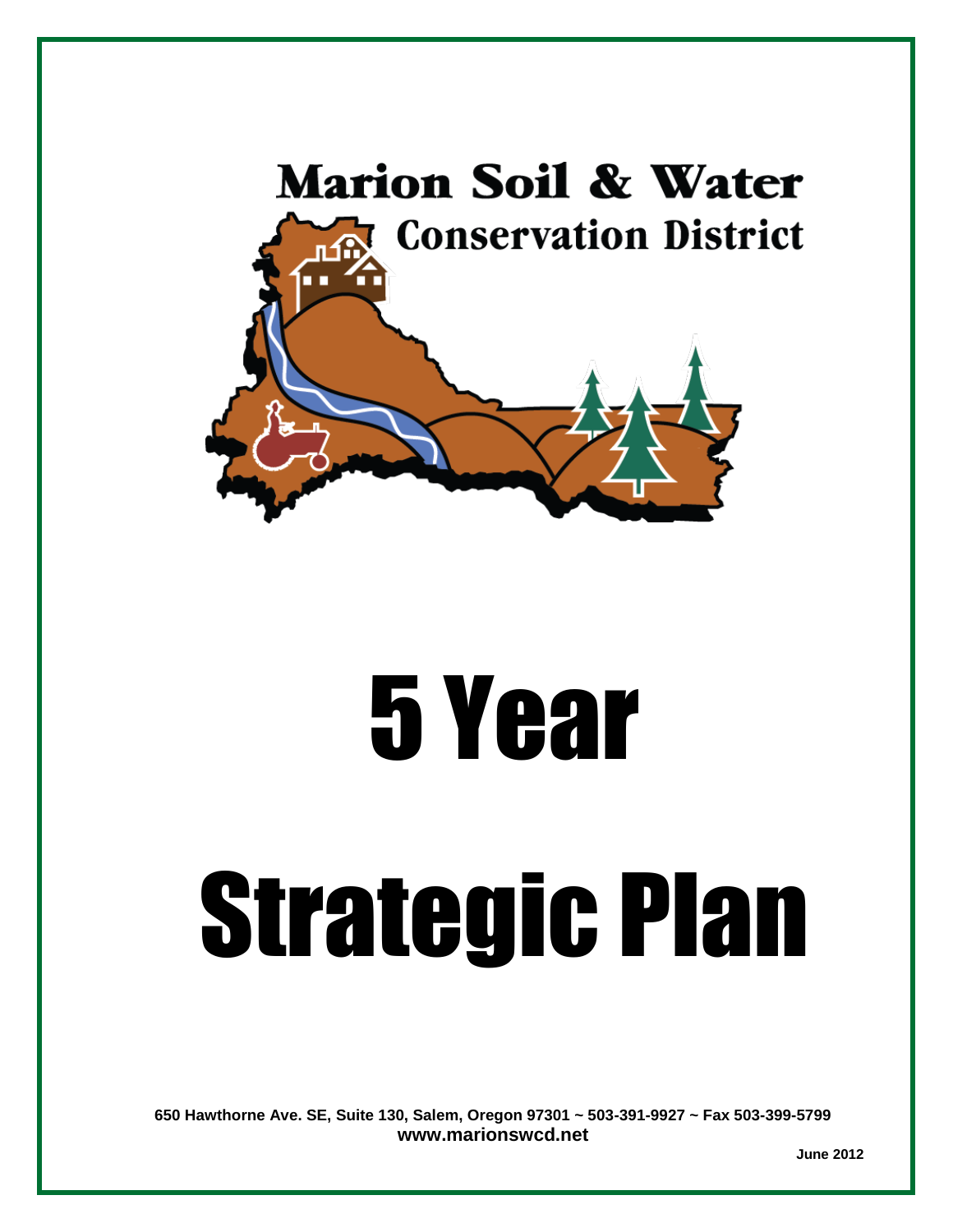Marion Soil & Water
Conservation District

# 5 Year

# Strategic Plan

**650 Hawthorne Ave. SE, Suite 130, Salem, Oregon 97301 ~ 503-391-9927 ~ Fax 503-399-5799**
**www.marionswcd.net**

**June 2012**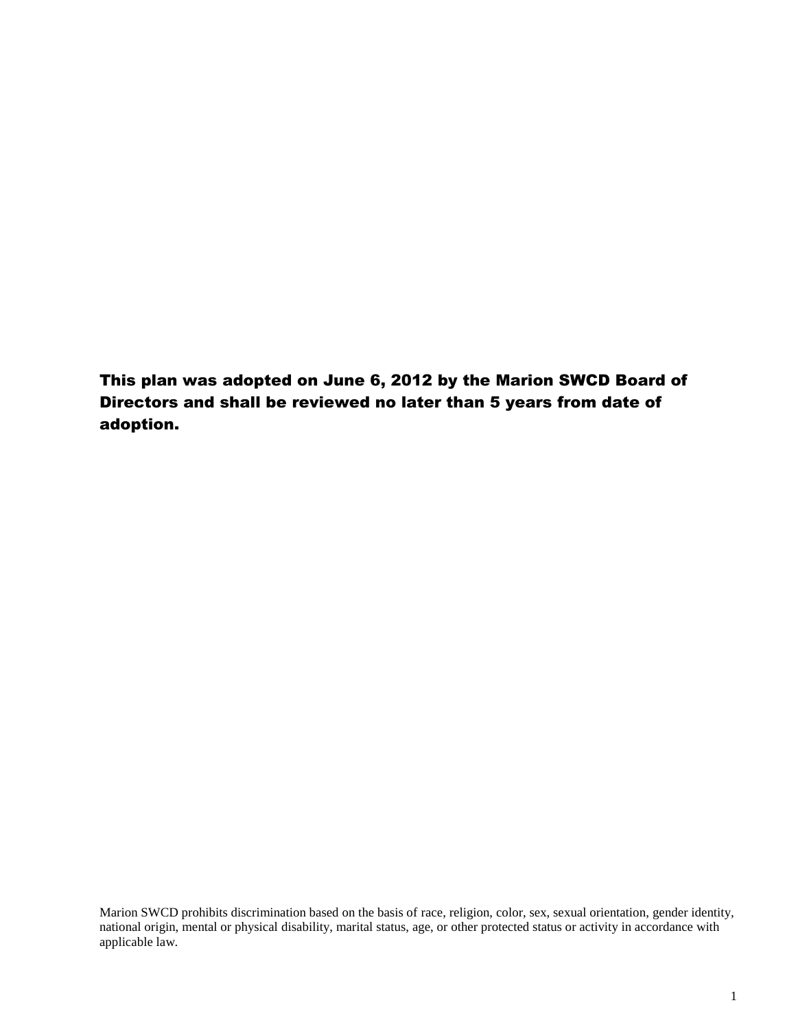**This plan was adopted on June 6, 2012 by the Marion SWCD Board of Directors and shall be reviewed no later than 5 years from date of adoption.**

Marion SWCD prohibits discrimination based on the basis of race, religion, color, sex, sexual orientation, gender identity, national origin, mental or physical disability, marital status, age, or other protected status or activity in accordance with applicable law.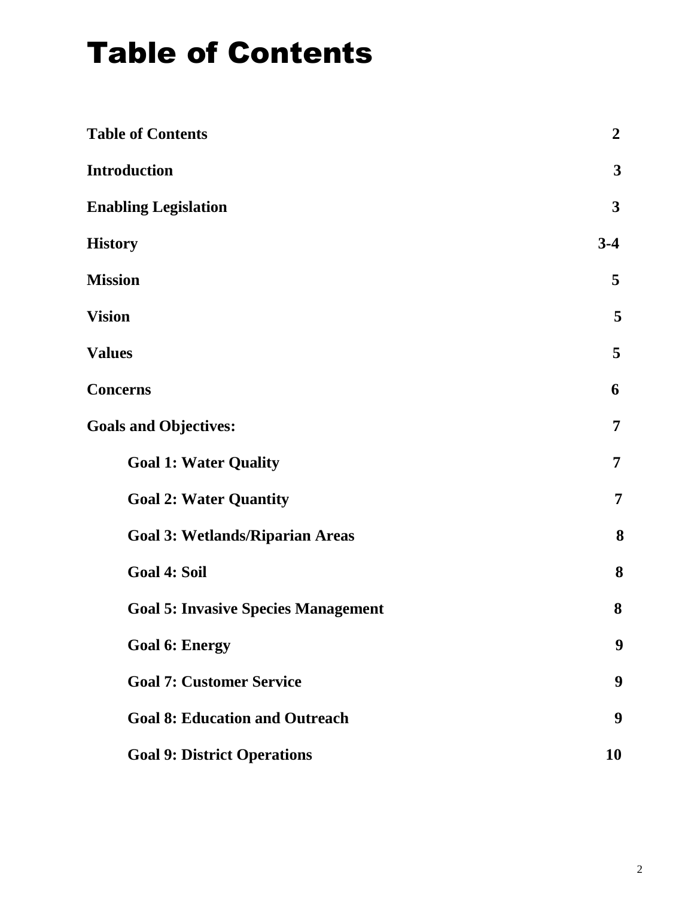# Table of Contents

| | |
|---|---|
| **Table of Contents** | **2** |
| **Introduction** | **3** |
| **Enabling Legislation** | **3** |
| **History** | **3-4** |
| **Mission** | **5** |
| **Vision** | **5** |
| **Values** | **5** |
| **Concerns** | **6** |
| **Goals and Objectives:** | **7** |
| **Goal 1: Water Quality** | **7** |
| **Goal 2: Water Quantity** | **7** |
| **Goal 3: Wetlands/Riparian Areas** | **8** |
| **Goal 4: Soil** | **8** |
| **Goal 5: Invasive Species Management** | **8** |
| **Goal 6: Energy** | **9** |
| **Goal 7: Customer Service** | **9** |
| **Goal 8: Education and Outreach** | **9** |
| **Goal 9: District Operations** | **10** |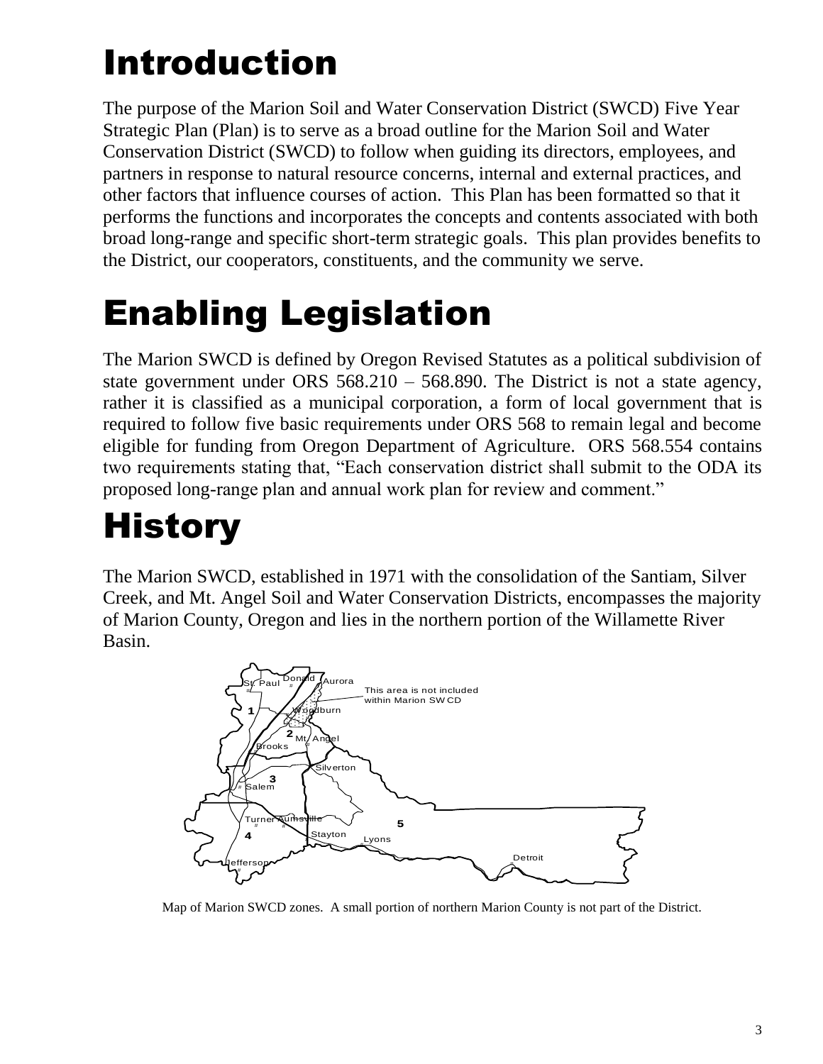# Introduction

The purpose of the Marion Soil and Water Conservation District (SWCD) Five Year Strategic Plan (Plan) is to serve as a broad outline for the Marion Soil and Water Conservation District (SWCD) to follow when guiding its directors, employees, and partners in response to natural resource concerns, internal and external practices, and other factors that influence courses of action. This Plan has been formatted so that it performs the functions and incorporates the concepts and contents associated with both broad long-range and specific short-term strategic goals. This plan provides benefits to the District, our cooperators, constituents, and the community we serve.

# Enabling Legislation

The Marion SWCD is defined by Oregon Revised Statutes as a political subdivision of state government under ORS 568.210 – 568.890. The District is not a state agency, rather it is classified as a municipal corporation, a form of local government that is required to follow five basic requirements under ORS 568 to remain legal and become eligible for funding from Oregon Department of Agriculture. ORS 568.554 contains two requirements stating that, "Each conservation district shall submit to the ODA its proposed long-range plan and annual work plan for review and comment."

# History

The Marion SWCD, established in 1971 with the consolidation of the Santiam, Silver Creek, and Mt. Angel Soil and Water Conservation Districts, encompasses the majority of Marion County, Oregon and lies in the northern portion of the Willamette River Basin.

Map of Marion SWCD zones. A small portion of northern Marion County is not part of the District.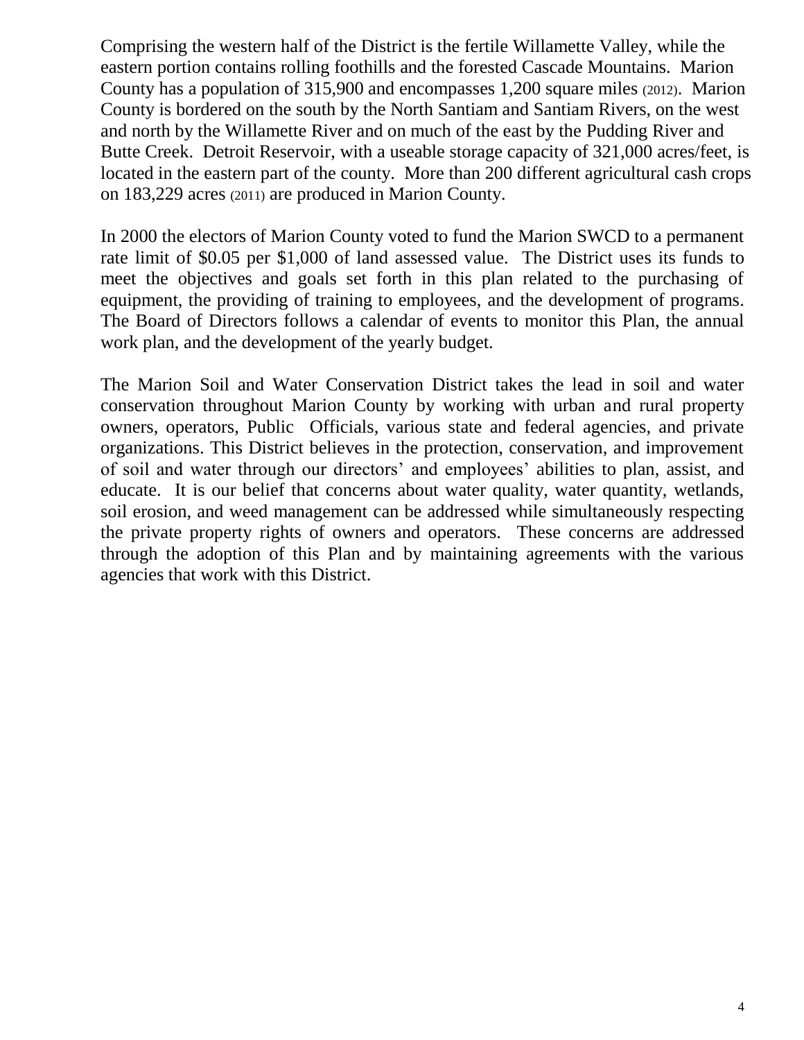Comprising the western half of the District is the fertile Willamette Valley, while the eastern portion contains rolling foothills and the forested Cascade Mountains. Marion County has a population of 315,900 and encompasses 1,200 square miles (2012). Marion County is bordered on the south by the North Santiam and Santiam Rivers, on the west and north by the Willamette River and on much of the east by the Pudding River and Butte Creek. Detroit Reservoir, with a useable storage capacity of 321,000 acres/feet, is located in the eastern part of the county. More than 200 different agricultural cash crops on 183,229 acres (2011) are produced in Marion County.

In 2000 the electors of Marion County voted to fund the Marion SWCD to a permanent rate limit of $0.05 per $1,000 of land assessed value. The District uses its funds to meet the objectives and goals set forth in this plan related to the purchasing of equipment, the providing of training to employees, and the development of programs. The Board of Directors follows a calendar of events to monitor this Plan, the annual work plan, and the development of the yearly budget.

The Marion Soil and Water Conservation District takes the lead in soil and water conservation throughout Marion County by working with urban and rural property owners, operators, Public Officials, various state and federal agencies, and private organizations. This District believes in the protection, conservation, and improvement of soil and water through our directors' and employees' abilities to plan, assist, and educate. It is our belief that concerns about water quality, water quantity, wetlands, soil erosion, and weed management can be addressed while simultaneously respecting the private property rights of owners and operators. These concerns are addressed through the adoption of this Plan and by maintaining agreements with the various agencies that work with this District.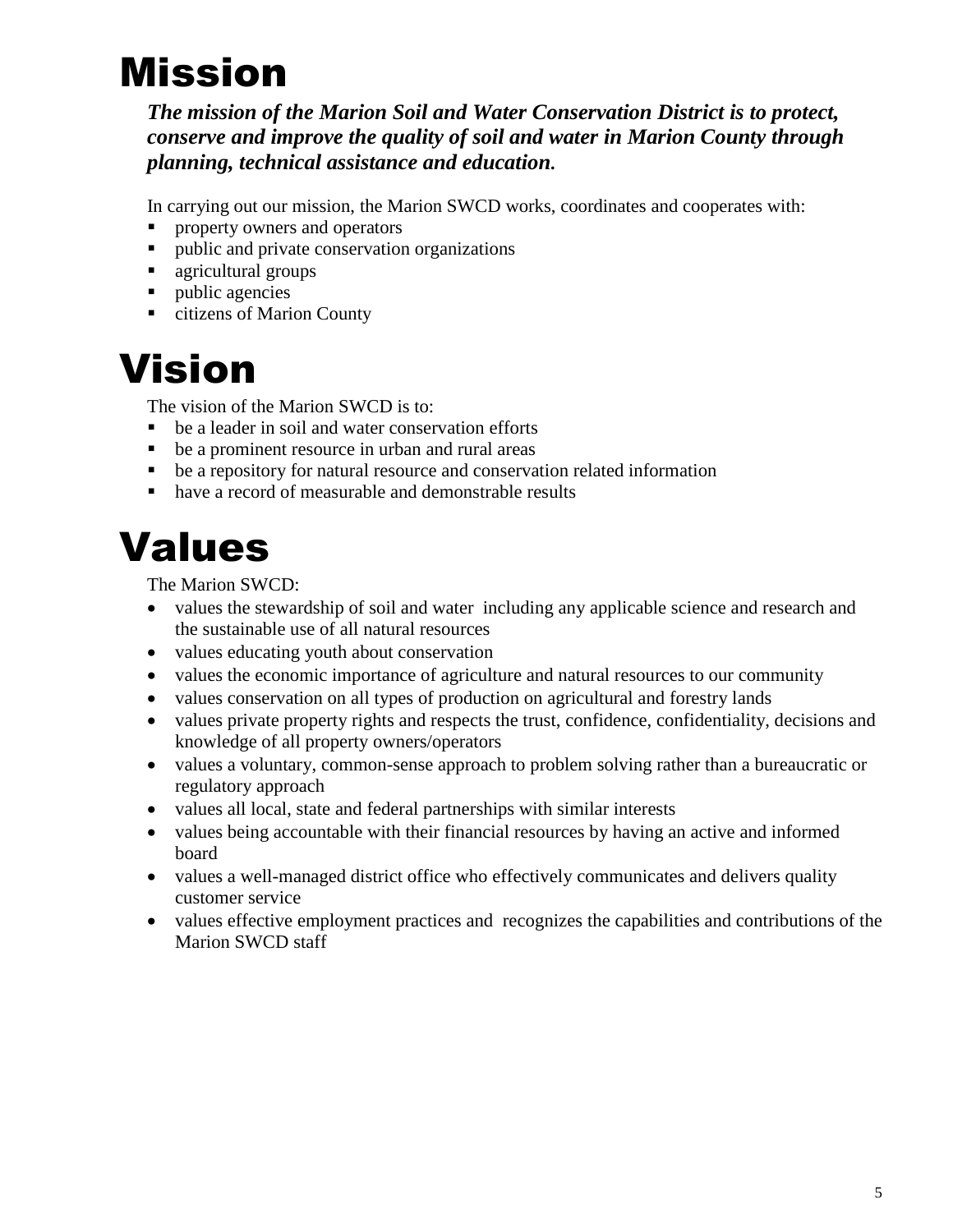# Mission

***The mission of the Marion Soil and Water Conservation District is to protect, conserve and improve the quality of soil and water in Marion County through planning, technical assistance and education.***

In carrying out our mission, the Marion SWCD works, coordinates and cooperates with:

- property owners and operators
- public and private conservation organizations
- agricultural groups
- public agencies
- citizens of Marion County

# Vision

The vision of the Marion SWCD is to:

- be a leader in soil and water conservation efforts
- be a prominent resource in urban and rural areas
- be a repository for natural resource and conservation related information
- have a record of measurable and demonstrable results

# Values

The Marion SWCD:

- values the stewardship of soil and water including any applicable science and research and the sustainable use of all natural resources
- values educating youth about conservation
- values the economic importance of agriculture and natural resources to our community
- values conservation on all types of production on agricultural and forestry lands
- values private property rights and respects the trust, confidence, confidentiality, decisions and knowledge of all property owners/operators
- values a voluntary, common-sense approach to problem solving rather than a bureaucratic or regulatory approach
- values all local, state and federal partnerships with similar interests
- values being accountable with their financial resources by having an active and informed board
- values a well-managed district office who effectively communicates and delivers quality customer service
- values effective employment practices and recognizes the capabilities and contributions of the Marion SWCD staff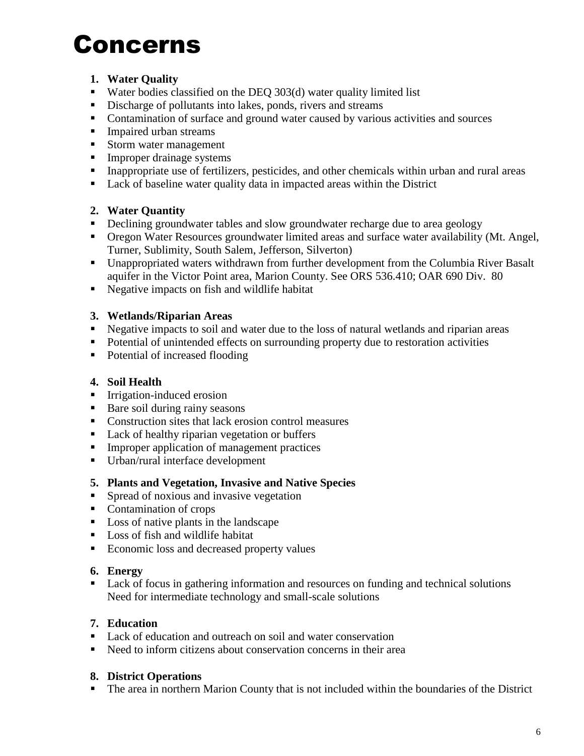# Concerns

**1. Water Quality**

- Water bodies classified on the DEQ 303(d) water quality limited list
- Discharge of pollutants into lakes, ponds, rivers and streams
- Contamination of surface and ground water caused by various activities and sources
- Impaired urban streams
- Storm water management
- Improper drainage systems
- Inappropriate use of fertilizers, pesticides, and other chemicals within urban and rural areas
- Lack of baseline water quality data in impacted areas within the District

**2. Water Quantity**

- Declining groundwater tables and slow groundwater recharge due to area geology
- Oregon Water Resources groundwater limited areas and surface water availability (Mt. Angel, Turner, Sublimity, South Salem, Jefferson, Silverton)
- Unappropriated waters withdrawn from further development from the Columbia River Basalt aquifer in the Victor Point area, Marion County. See ORS 536.410; OAR 690 Div. 80
- Negative impacts on fish and wildlife habitat

**3. Wetlands/Riparian Areas**

- Negative impacts to soil and water due to the loss of natural wetlands and riparian areas
- Potential of unintended effects on surrounding property due to restoration activities
- Potential of increased flooding

**4. Soil Health**

- Irrigation-induced erosion
- Bare soil during rainy seasons
- Construction sites that lack erosion control measures
- Lack of healthy riparian vegetation or buffers
- Improper application of management practices
- Urban/rural interface development

**5. Plants and Vegetation, Invasive and Native Species**

- Spread of noxious and invasive vegetation
- Contamination of crops
- Loss of native plants in the landscape
- Loss of fish and wildlife habitat
- Economic loss and decreased property values

**6. Energy**

- Lack of focus in gathering information and resources on funding and technical solutions Need for intermediate technology and small-scale solutions

**7. Education**

- Lack of education and outreach on soil and water conservation
- Need to inform citizens about conservation concerns in their area

**8. District Operations**

- The area in northern Marion County that is not included within the boundaries of the District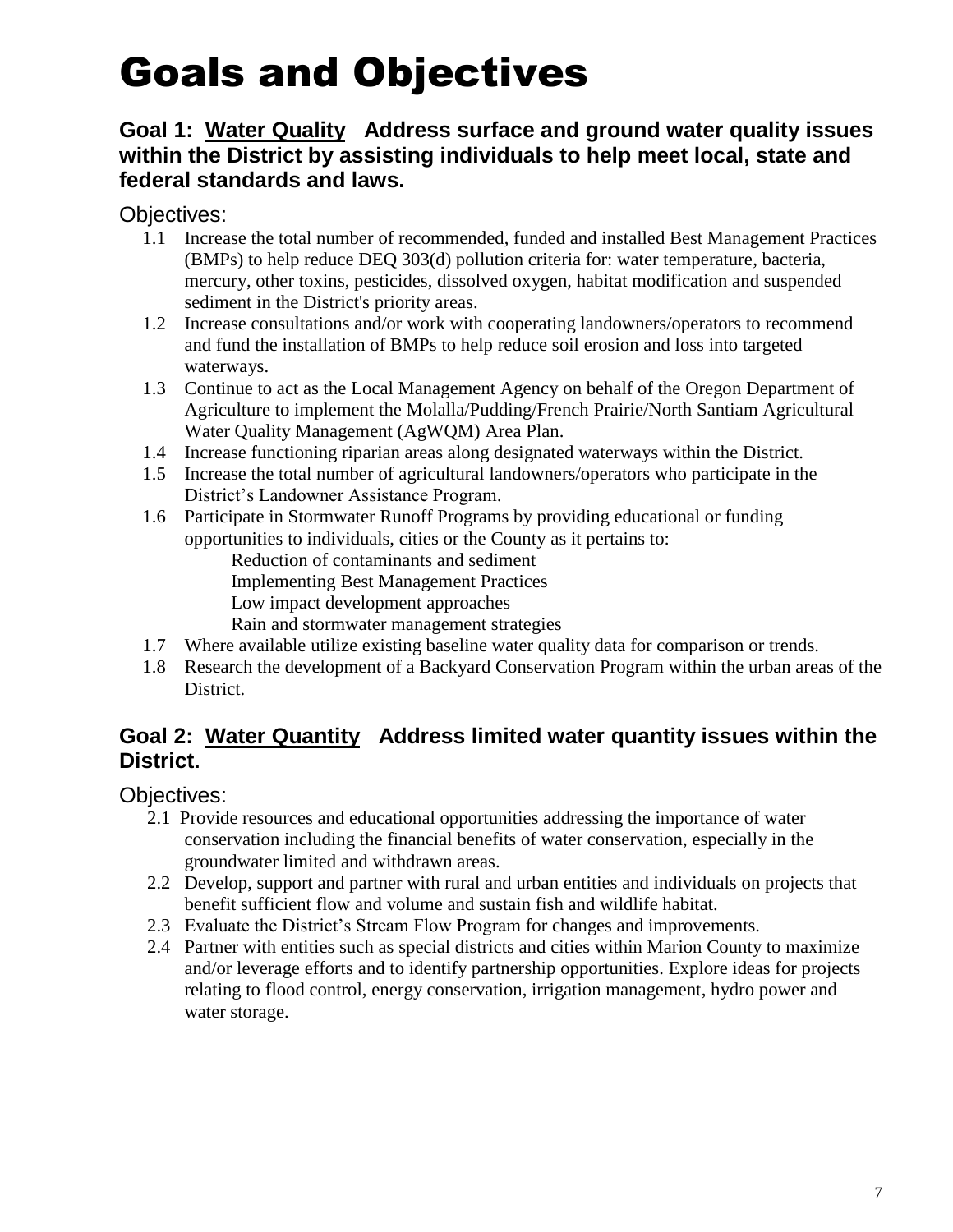# Goals and Objectives

### Goal 1: Water Quality   Address surface and ground water quality issues within the District by assisting individuals to help meet local, state and federal standards and laws.

Objectives:

1.1 Increase the total number of recommended, funded and installed Best Management Practices (BMPs) to help reduce DEQ 303(d) pollution criteria for: water temperature, bacteria, mercury, other toxins, pesticides, dissolved oxygen, habitat modification and suspended sediment in the District's priority areas.

1.2 Increase consultations and/or work with cooperating landowners/operators to recommend and fund the installation of BMPs to help reduce soil erosion and loss into targeted waterways.

1.3 Continue to act as the Local Management Agency on behalf of the Oregon Department of Agriculture to implement the Molalla/Pudding/French Prairie/North Santiam Agricultural Water Quality Management (AgWQM) Area Plan.

1.4 Increase functioning riparian areas along designated waterways within the District.

1.5 Increase the total number of agricultural landowners/operators who participate in the District's Landowner Assistance Program.

1.6 Participate in Stormwater Runoff Programs by providing educational or funding opportunities to individuals, cities or the County as it pertains to:
   - Reduction of contaminants and sediment
   - Implementing Best Management Practices
   - Low impact development approaches
   - Rain and stormwater management strategies

1.7 Where available utilize existing baseline water quality data for comparison or trends.

1.8 Research the development of a Backyard Conservation Program within the urban areas of the District.

### Goal 2: Water Quantity   Address limited water quantity issues within the District.

Objectives:

2.1 Provide resources and educational opportunities addressing the importance of water conservation including the financial benefits of water conservation, especially in the groundwater limited and withdrawn areas.

2.2 Develop, support and partner with rural and urban entities and individuals on projects that benefit sufficient flow and volume and sustain fish and wildlife habitat.

2.3 Evaluate the District's Stream Flow Program for changes and improvements.

2.4 Partner with entities such as special districts and cities within Marion County to maximize and/or leverage efforts and to identify partnership opportunities. Explore ideas for projects relating to flood control, energy conservation, irrigation management, hydro power and water storage.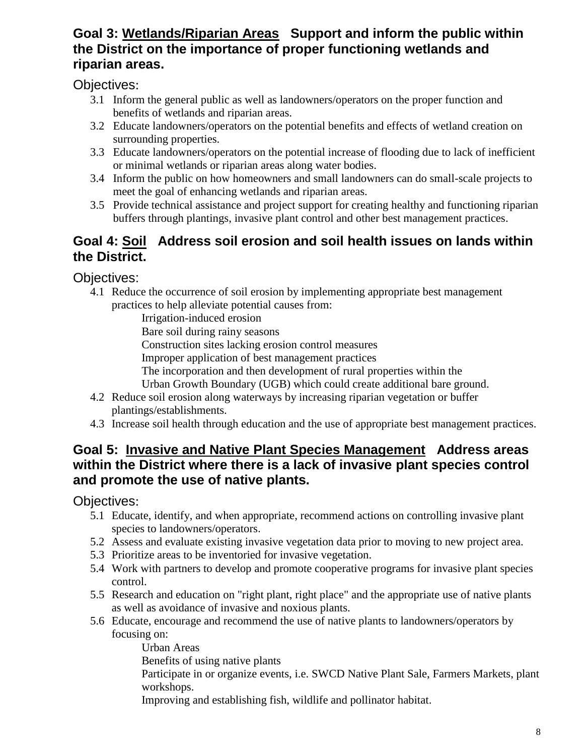## Goal 3: <u>Wetlands/Riparian Areas</u> Support and inform the public within the District on the importance of proper functioning wetlands and riparian areas.

Objectives:

- 3.1 Inform the general public as well as landowners/operators on the proper function and benefits of wetlands and riparian areas.
- 3.2 Educate landowners/operators on the potential benefits and effects of wetland creation on surrounding properties.
- 3.3 Educate landowners/operators on the potential increase of flooding due to lack of inefficient or minimal wetlands or riparian areas along water bodies.
- 3.4 Inform the public on how homeowners and small landowners can do small-scale projects to meet the goal of enhancing wetlands and riparian areas.
- 3.5 Provide technical assistance and project support for creating healthy and functioning riparian buffers through plantings, invasive plant control and other best management practices.

## Goal 4: <u>Soil</u> Address soil erosion and soil health issues on lands within the District.

Objectives:

- 4.1 Reduce the occurrence of soil erosion by implementing appropriate best management practices to help alleviate potential causes from:
  - Irrigation-induced erosion
  - Bare soil during rainy seasons
  - Construction sites lacking erosion control measures
  - Improper application of best management practices
  - The incorporation and then development of rural properties within the Urban Growth Boundary (UGB) which could create additional bare ground.
- 4.2 Reduce soil erosion along waterways by increasing riparian vegetation or buffer plantings/establishments.
- 4.3 Increase soil health through education and the use of appropriate best management practices.

## Goal 5: <u>Invasive and Native Plant Species Management</u> Address areas within the District where there is a lack of invasive plant species control and promote the use of native plants.

Objectives:

- 5.1 Educate, identify, and when appropriate, recommend actions on controlling invasive plant species to landowners/operators.
- 5.2 Assess and evaluate existing invasive vegetation data prior to moving to new project area.
- 5.3 Prioritize areas to be inventoried for invasive vegetation.
- 5.4 Work with partners to develop and promote cooperative programs for invasive plant species control.
- 5.5 Research and education on "right plant, right place" and the appropriate use of native plants as well as avoidance of invasive and noxious plants.
- 5.6 Educate, encourage and recommend the use of native plants to landowners/operators by focusing on:
  - Urban Areas
  - Benefits of using native plants
  - Participate in or organize events, i.e. SWCD Native Plant Sale, Farmers Markets, plant workshops.
  - Improving and establishing fish, wildlife and pollinator habitat.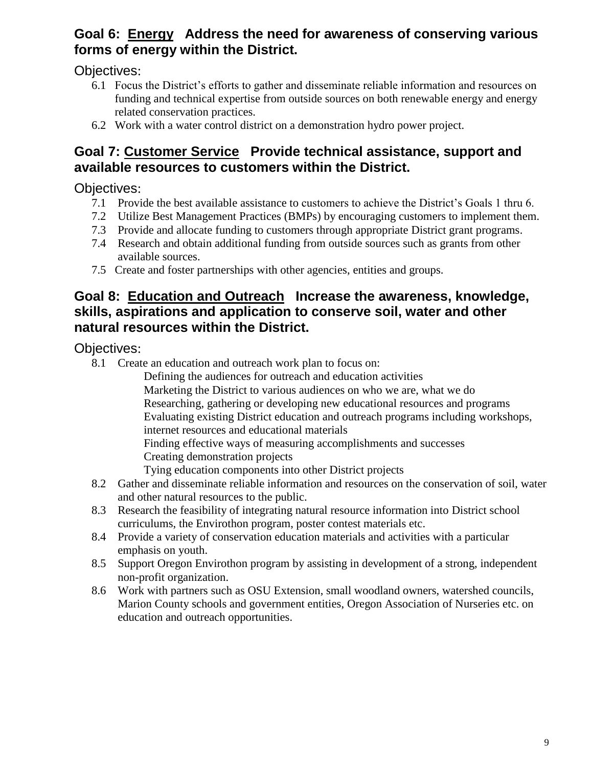## Goal 6: <u>Energy</u> Address the need for awareness of conserving various forms of energy within the District.

Objectives:

- 6.1 Focus the District's efforts to gather and disseminate reliable information and resources on funding and technical expertise from outside sources on both renewable energy and energy related conservation practices.
- 6.2 Work with a water control district on a demonstration hydro power project.

## Goal 7: <u>Customer Service</u> Provide technical assistance, support and available resources to customers within the District.

Objectives:

- 7.1 Provide the best available assistance to customers to achieve the District's Goals 1 thru 6.
- 7.2 Utilize Best Management Practices (BMPs) by encouraging customers to implement them.
- 7.3 Provide and allocate funding to customers through appropriate District grant programs.
- 7.4 Research and obtain additional funding from outside sources such as grants from other available sources.
- 7.5 Create and foster partnerships with other agencies, entities and groups.

## Goal 8: <u>Education and Outreach</u> Increase the awareness, knowledge, skills, aspirations and application to conserve soil, water and other natural resources within the District.

Objectives:

- 8.1 Create an education and outreach work plan to focus on:
  - Defining the audiences for outreach and education activities
  - Marketing the District to various audiences on who we are, what we do
  - Researching, gathering or developing new educational resources and programs
  - Evaluating existing District education and outreach programs including workshops, internet resources and educational materials
  - Finding effective ways of measuring accomplishments and successes
  - Creating demonstration projects
  - Tying education components into other District projects
- 8.2 Gather and disseminate reliable information and resources on the conservation of soil, water and other natural resources to the public.
- 8.3 Research the feasibility of integrating natural resource information into District school curriculums, the Envirothon program, poster contest materials etc.
- 8.4 Provide a variety of conservation education materials and activities with a particular emphasis on youth.
- 8.5 Support Oregon Envirothon program by assisting in development of a strong, independent non-profit organization.
- 8.6 Work with partners such as OSU Extension, small woodland owners, watershed councils, Marion County schools and government entities, Oregon Association of Nurseries etc. on education and outreach opportunities.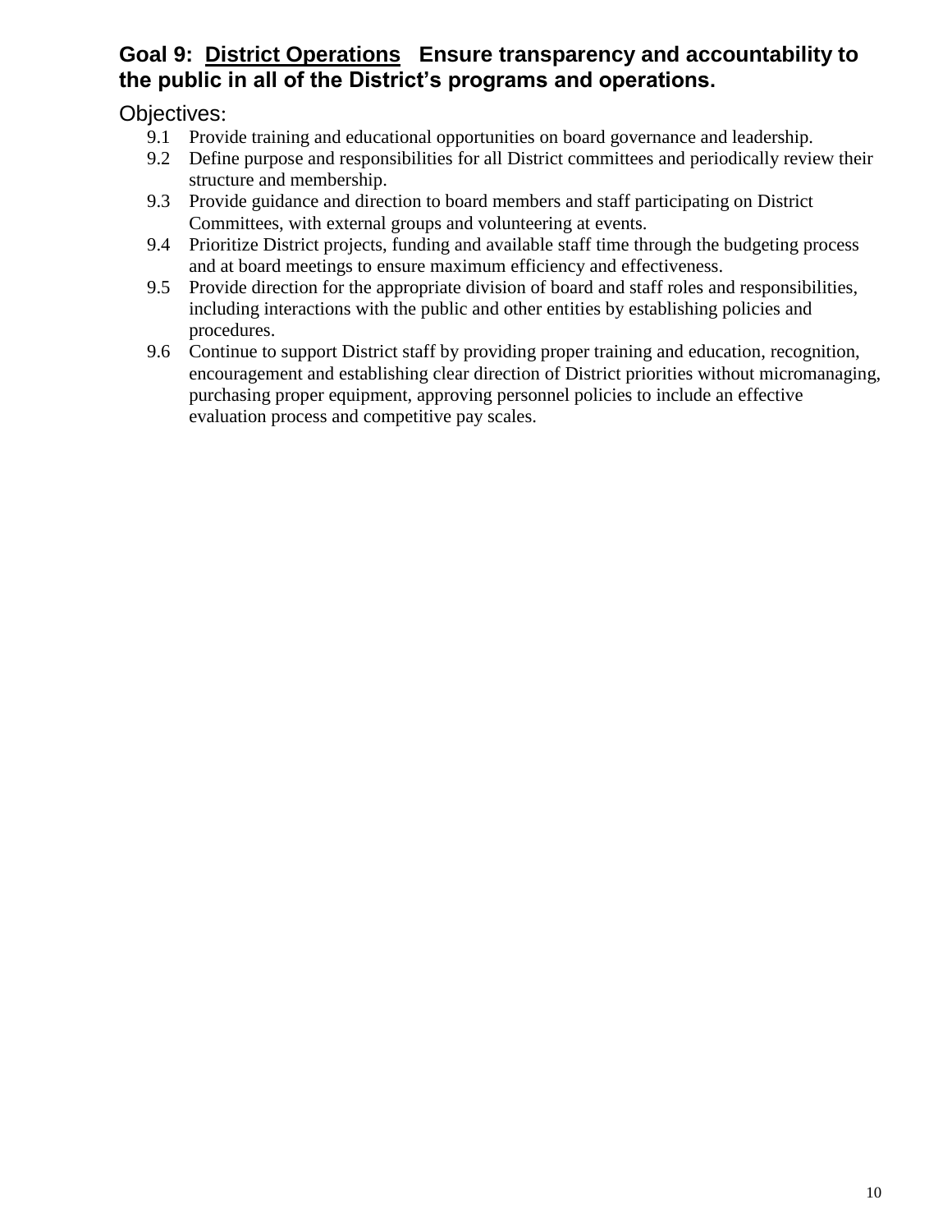## Goal 9: <u>District Operations</u> Ensure transparency and accountability to the public in all of the District's programs and operations.

Objectives:

9.1 Provide training and educational opportunities on board governance and leadership.

9.2 Define purpose and responsibilities for all District committees and periodically review their structure and membership.

9.3 Provide guidance and direction to board members and staff participating on District Committees, with external groups and volunteering at events.

9.4 Prioritize District projects, funding and available staff time through the budgeting process and at board meetings to ensure maximum efficiency and effectiveness.

9.5 Provide direction for the appropriate division of board and staff roles and responsibilities, including interactions with the public and other entities by establishing policies and procedures.

9.6 Continue to support District staff by providing proper training and education, recognition, encouragement and establishing clear direction of District priorities without micromanaging, purchasing proper equipment, approving personnel policies to include an effective evaluation process and competitive pay scales.